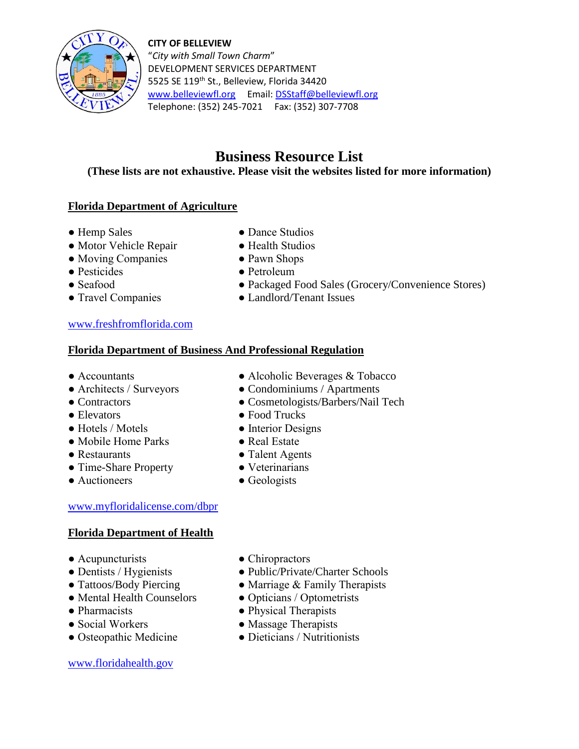**CITY OF BELLEVIEW**
"*City with Small Town Charm*"
DEVELOPMENT SERVICES DEPARTMENT
5525 SE 119th St., Belleview, Florida 34420
www.belleviewfl.org Email: DSStaff@belleviewfl.org
Telephone: (352) 245-7021 Fax: (352) 307-7708

# Business Resource List

**(These lists are not exhaustive. Please visit the websites listed for more information)**

## Florida Department of Agriculture

- Hemp Sales
- Motor Vehicle Repair
- Moving Companies
- Pesticides
- Seafood
- Travel Companies
- Dance Studios
- Health Studios
- Pawn Shops
- Petroleum
- Packaged Food Sales (Grocery/Convenience Stores)
- Landlord/Tenant Issues

www.freshfromflorida.com

## Florida Department of Business And Professional Regulation

- Accountants
- Architects / Surveyors
- Contractors
- Elevators
- Hotels / Motels
- Mobile Home Parks
- Restaurants
- Time-Share Property
- Auctioneers
- Alcoholic Beverages & Tobacco
- Condominiums / Apartments
- Cosmetologists/Barbers/Nail Tech
- Food Trucks
- Interior Designs
- Real Estate
- Talent Agents
- Veterinarians
- Geologists

www.myfloridalicense.com/dbpr

## Florida Department of Health

- Acupuncturists
- Dentists / Hygienists
- Tattoos/Body Piercing
- Mental Health Counselors
- Pharmacists
- Social Workers
- Osteopathic Medicine
- Chiropractors
- Public/Private/Charter Schools
- Marriage & Family Therapists
- Opticians / Optometrists
- Physical Therapists
- Massage Therapists
- Dieticians / Nutritionists

www.floridahealth.gov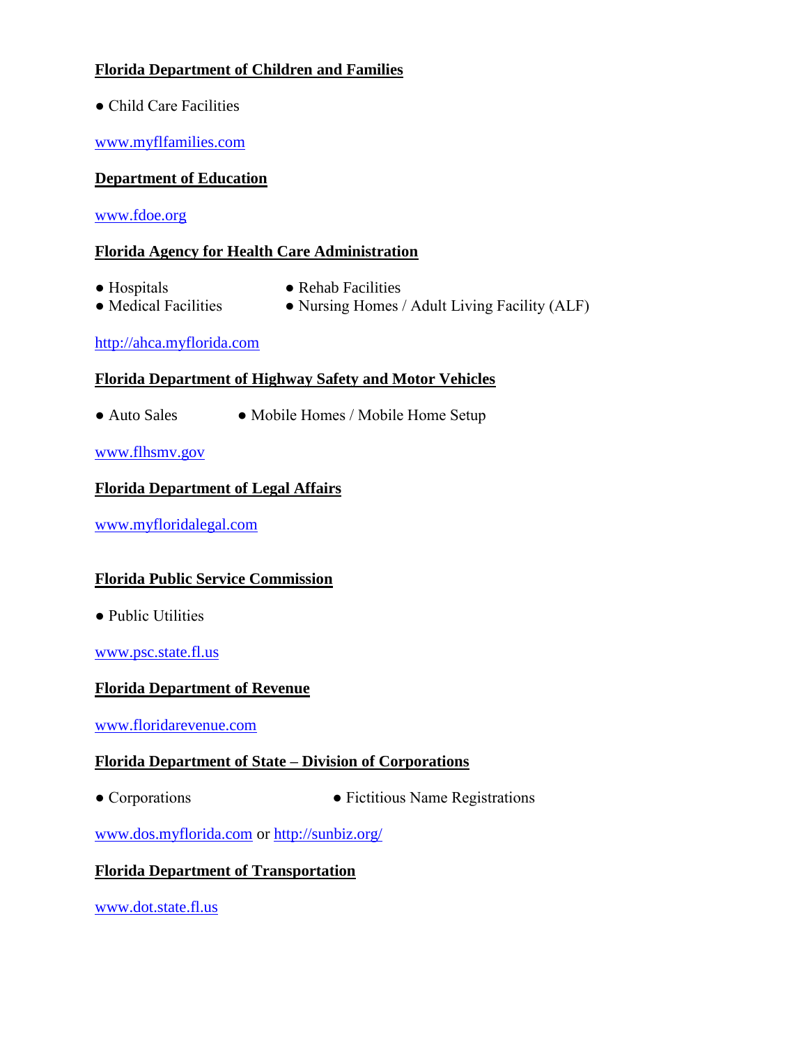**Florida Department of Children and Families**

- Child Care Facilities

www.myflfamilies.com

**Department of Education**

www.fdoe.org

**Florida Agency for Health Care Administration**

- Hospitals
- Medical Facilities
- Rehab Facilities
- Nursing Homes / Adult Living Facility (ALF)

http://ahca.myflorida.com

**Florida Department of Highway Safety and Motor Vehicles**

- Auto Sales
- Mobile Homes / Mobile Home Setup

www.flhsmv.gov

**Florida Department of Legal Affairs**

www.myfloridalegal.com

**Florida Public Service Commission**

- Public Utilities

www.psc.state.fl.us

**Florida Department of Revenue**

www.floridarevenue.com

**Florida Department of State – Division of Corporations**

- Corporations
- Fictitious Name Registrations

www.dos.myflorida.com or http://sunbiz.org/

**Florida Department of Transportation**

www.dot.state.fl.us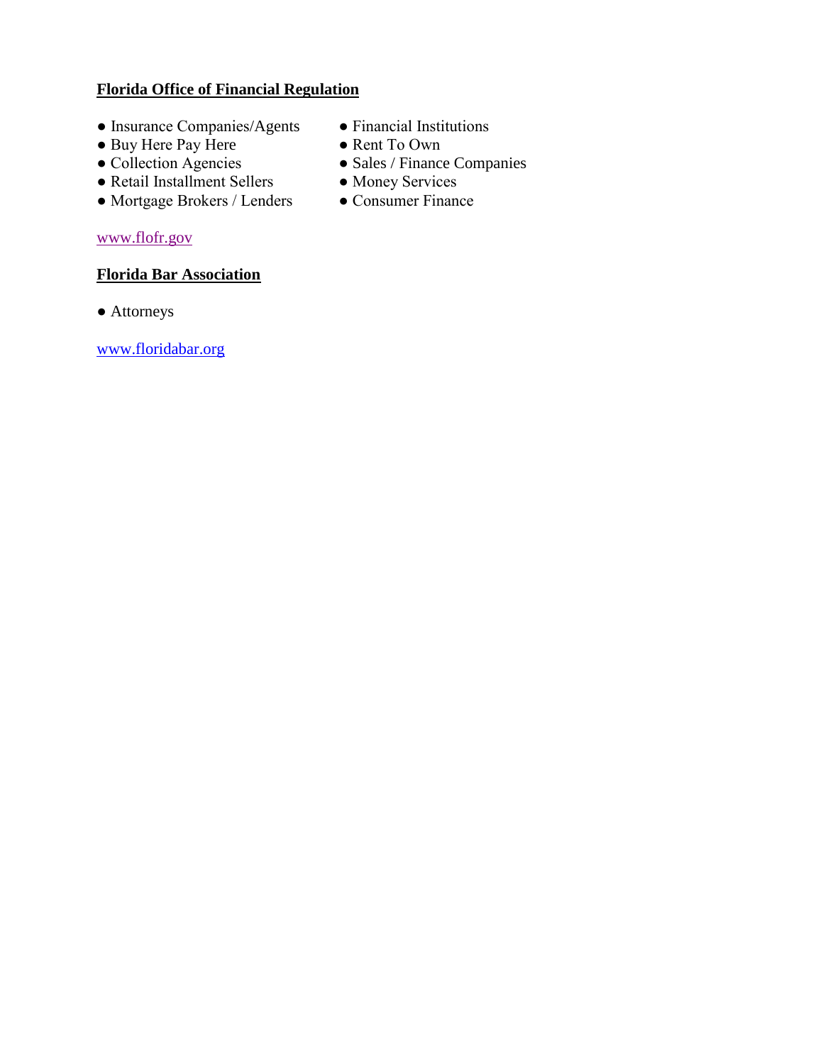**Florida Office of Financial Regulation**

- Insurance Companies/Agents
- Buy Here Pay Here
- Collection Agencies
- Retail Installment Sellers
- Mortgage Brokers / Lenders
- Financial Institutions
- Rent To Own
- Sales / Finance Companies
- Money Services
- Consumer Finance

www.flofr.gov

**Florida Bar Association**

- Attorneys

www.floridabar.org